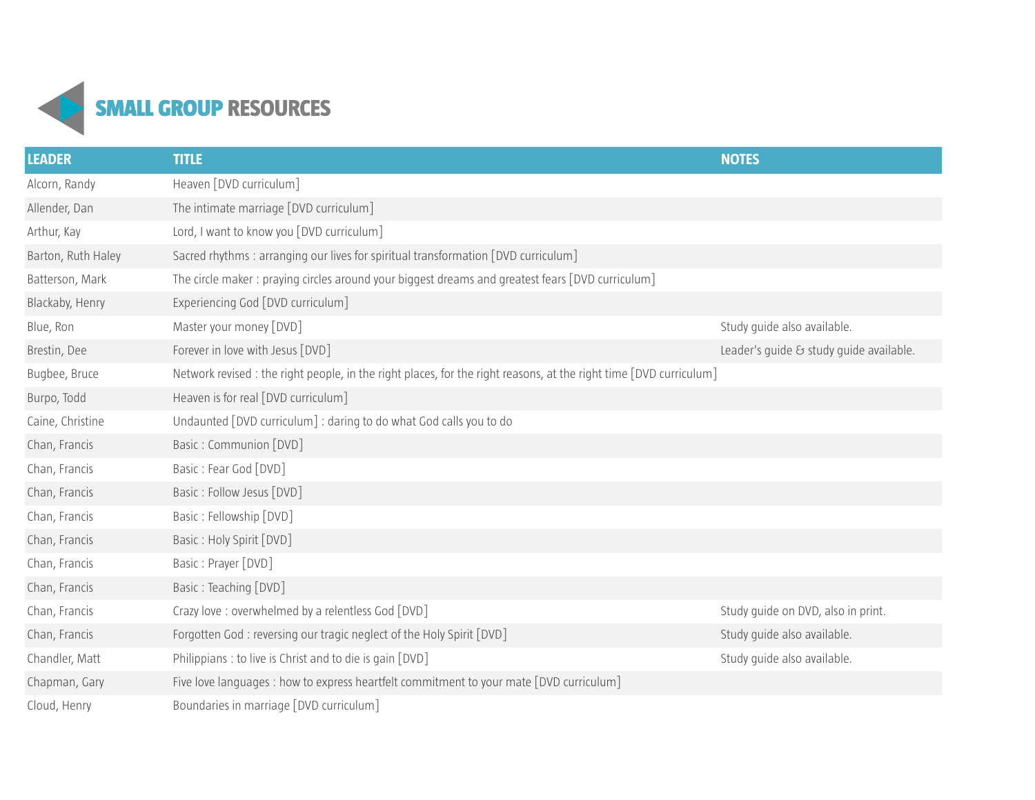# SMALL GROUP RESOURCES

| LEADER | TITLE | NOTES |
|---|---|---|
| Alcorn, Randy | Heaven [DVD curriculum] | |
| Allender, Dan | The intimate marriage [DVD curriculum] | |
| Arthur, Kay | Lord, I want to know you [DVD curriculum] | |
| Barton, Ruth Haley | Sacred rhythms : arranging our lives for spiritual transformation [DVD curriculum] | |
| Batterson, Mark | The circle maker : praying circles around your biggest dreams and greatest fears [DVD curriculum] | |
| Blackaby, Henry | Experiencing God [DVD curriculum] | |
| Blue, Ron | Master your money [DVD] | Study guide also available. |
| Brestin, Dee | Forever in love with Jesus [DVD] | Leader's guide & study guide available. |
| Bugbee, Bruce | Network revised : the right people, in the right places, for the right reasons, at the right time [DVD curriculum] | |
| Burpo, Todd | Heaven is for real [DVD curriculum] | |
| Caine, Christine | Undaunted [DVD curriculum] : daring to do what God calls you to do | |
| Chan, Francis | Basic : Communion [DVD] | |
| Chan, Francis | Basic : Fear God [DVD] | |
| Chan, Francis | Basic : Follow Jesus [DVD] | |
| Chan, Francis | Basic : Fellowship [DVD] | |
| Chan, Francis | Basic : Holy Spirit [DVD] | |
| Chan, Francis | Basic : Prayer [DVD] | |
| Chan, Francis | Basic : Teaching [DVD] | |
| Chan, Francis | Crazy love : overwhelmed by a relentless God [DVD] | Study guide on DVD, also in print. |
| Chan, Francis | Forgotten God : reversing our tragic neglect of the Holy Spirit [DVD] | Study guide also available. |
| Chandler, Matt | Philippians : to live is Christ and to die is gain [DVD] | Study guide also available. |
| Chapman, Gary | Five love languages : how to express heartfelt commitment to your mate [DVD curriculum] | |
| Cloud, Henry | Boundaries in marriage [DVD curriculum] | |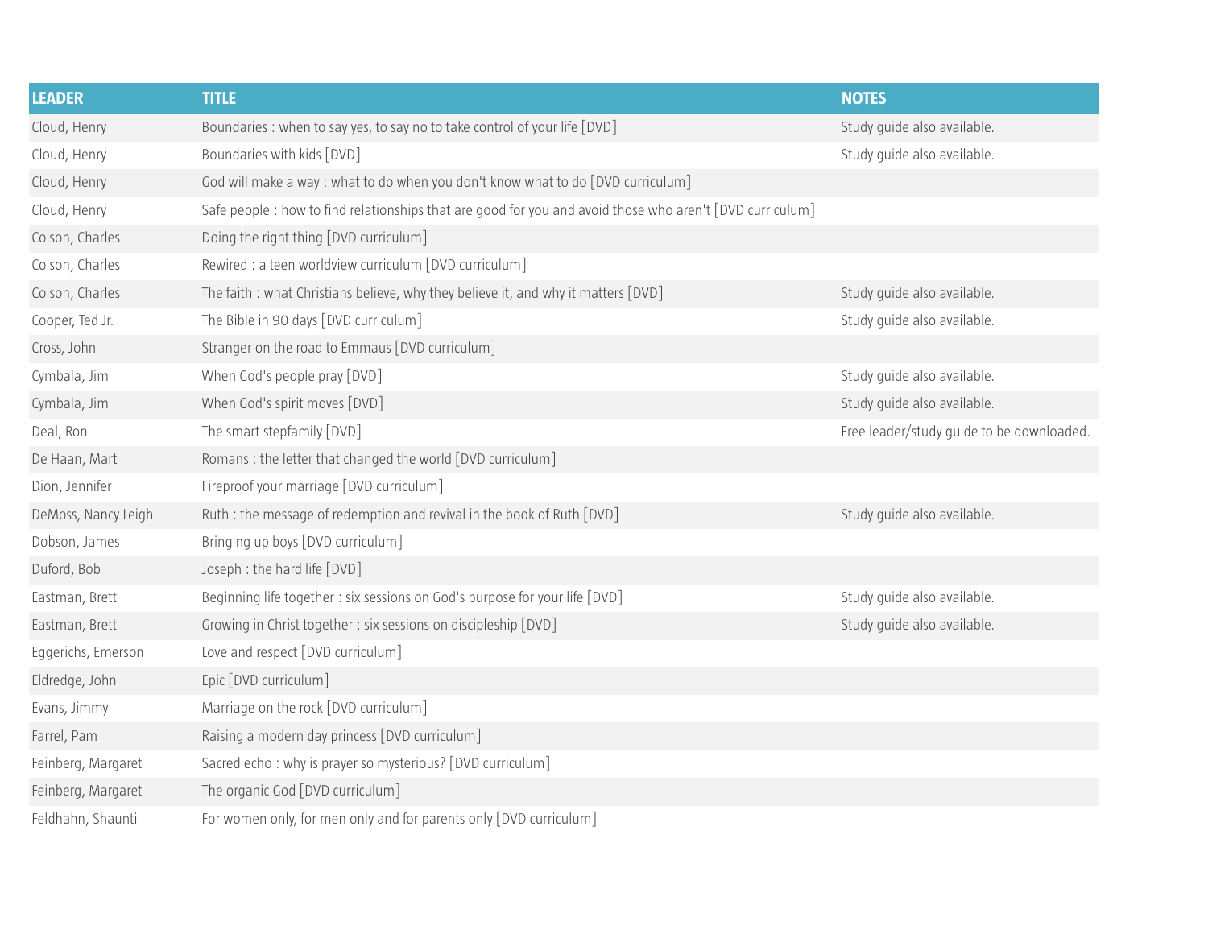| LEADER | TITLE | NOTES |
|---|---|---|
| Cloud, Henry | Boundaries : when to say yes, to say no to take control of your life [DVD] | Study guide also available. |
| Cloud, Henry | Boundaries with kids [DVD] | Study guide also available. |
| Cloud, Henry | God will make a way : what to do when you don't know what to do [DVD curriculum] | |
| Cloud, Henry | Safe people : how to find relationships that are good for you and avoid those who aren't [DVD curriculum] | |
| Colson, Charles | Doing the right thing [DVD curriculum] | |
| Colson, Charles | Rewired : a teen worldview curriculum [DVD curriculum] | |
| Colson, Charles | The faith : what Christians believe, why they believe it, and why it matters [DVD] | Study guide also available. |
| Cooper, Ted Jr. | The Bible in 90 days [DVD curriculum] | Study guide also available. |
| Cross, John | Stranger on the road to Emmaus [DVD curriculum] | |
| Cymbala, Jim | When God's people pray [DVD] | Study guide also available. |
| Cymbala, Jim | When God's spirit moves [DVD] | Study guide also available. |
| Deal, Ron | The smart stepfamily [DVD] | Free leader/study guide to be downloaded. |
| De Haan, Mart | Romans : the letter that changed the world [DVD curriculum] | |
| Dion, Jennifer | Fireproof your marriage [DVD curriculum] | |
| DeMoss, Nancy Leigh | Ruth : the message of redemption and revival in the book of Ruth [DVD] | Study guide also available. |
| Dobson, James | Bringing up boys [DVD curriculum] | |
| Duford, Bob | Joseph : the hard life [DVD] | |
| Eastman, Brett | Beginning life together : six sessions on God's purpose for your life [DVD] | Study guide also available. |
| Eastman, Brett | Growing in Christ together : six sessions on discipleship [DVD] | Study guide also available. |
| Eggerichs, Emerson | Love and respect [DVD curriculum] | |
| Eldredge, John | Epic [DVD curriculum] | |
| Evans, Jimmy | Marriage on the rock [DVD curriculum] | |
| Farrel, Pam | Raising a modern day princess [DVD curriculum] | |
| Feinberg, Margaret | Sacred echo : why is prayer so mysterious? [DVD curriculum] | |
| Feinberg, Margaret | The organic God [DVD curriculum] | |
| Feldhahn, Shaunti | For women only, for men only and for parents only [DVD curriculum] | |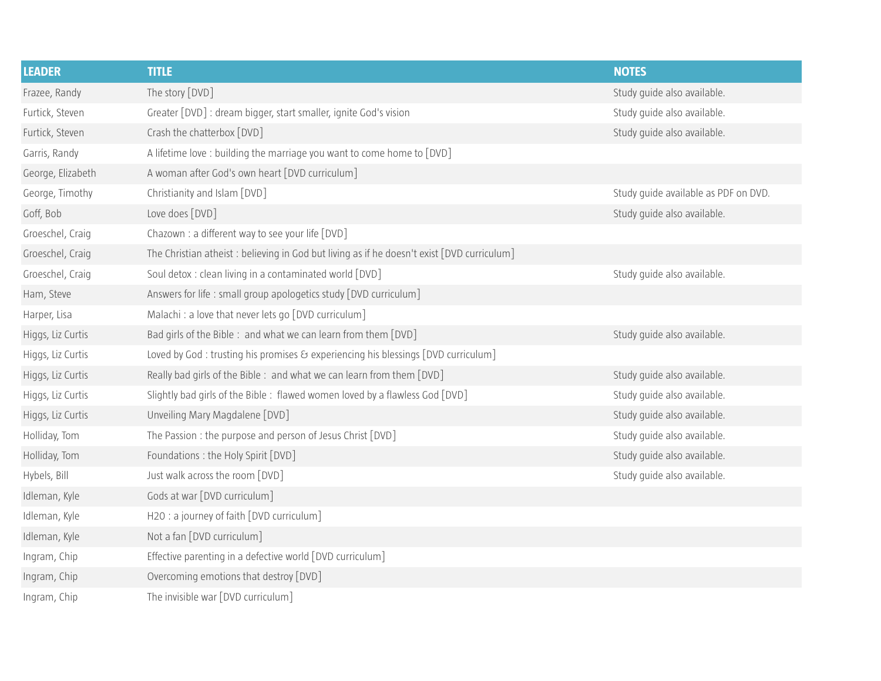| LEADER | TITLE | NOTES |
|---|---|---|
| Frazee, Randy | The story [DVD] | Study guide also available. |
| Furtick, Steven | Greater [DVD] : dream bigger, start smaller, ignite God's vision | Study guide also available. |
| Furtick, Steven | Crash the chatterbox [DVD] | Study guide also available. |
| Garris, Randy | A lifetime love : building the marriage you want to come home to [DVD] | |
| George, Elizabeth | A woman after God's own heart [DVD curriculum] | |
| George, Timothy | Christianity and Islam [DVD] | Study guide available as PDF on DVD. |
| Goff, Bob | Love does [DVD] | Study guide also available. |
| Groeschel, Craig | Chazown : a different way to see your life [DVD] | |
| Groeschel, Craig | The Christian atheist : believing in God but living as if he doesn't exist [DVD curriculum] | |
| Groeschel, Craig | Soul detox : clean living in a contaminated world [DVD] | Study guide also available. |
| Ham, Steve | Answers for life : small group apologetics study [DVD curriculum] | |
| Harper, Lisa | Malachi : a love that never lets go [DVD curriculum] | |
| Higgs, Liz Curtis | Bad girls of the Bible : and what we can learn from them [DVD] | Study guide also available. |
| Higgs, Liz Curtis | Loved by God : trusting his promises & experiencing his blessings [DVD curriculum] | |
| Higgs, Liz Curtis | Really bad girls of the Bible : and what we can learn from them [DVD] | Study guide also available. |
| Higgs, Liz Curtis | Slightly bad girls of the Bible : flawed women loved by a flawless God [DVD] | Study guide also available. |
| Higgs, Liz Curtis | Unveiling Mary Magdalene [DVD] | Study guide also available. |
| Holliday, Tom | The Passion : the purpose and person of Jesus Christ [DVD] | Study guide also available. |
| Holliday, Tom | Foundations : the Holy Spirit [DVD] | Study guide also available. |
| Hybels, Bill | Just walk across the room [DVD] | Study guide also available. |
| Idleman, Kyle | Gods at war [DVD curriculum] | |
| Idleman, Kyle | H2O : a journey of faith [DVD curriculum] | |
| Idleman, Kyle | Not a fan [DVD curriculum] | |
| Ingram, Chip | Effective parenting in a defective world [DVD curriculum] | |
| Ingram, Chip | Overcoming emotions that destroy [DVD] | |
| Ingram, Chip | The invisible war [DVD curriculum] | |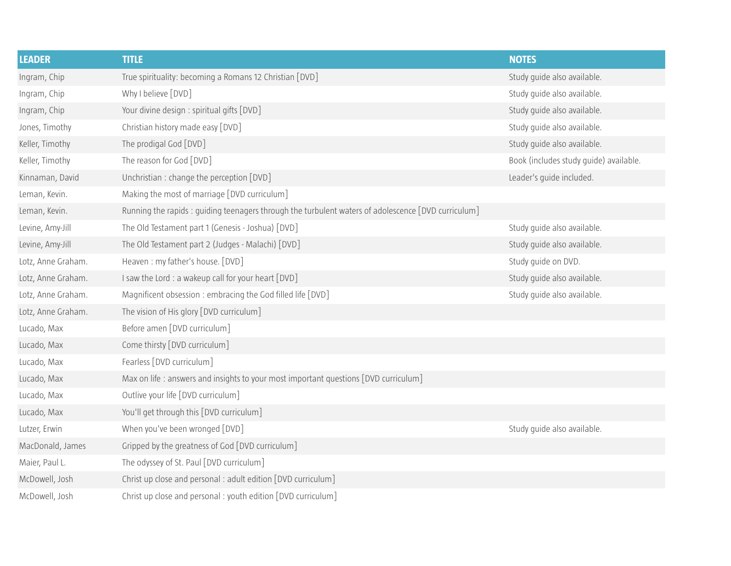| LEADER | TITLE | NOTES |
|---|---|---|
| Ingram, Chip | True spirituality: becoming a Romans 12 Christian [DVD] | Study guide also available. |
| Ingram, Chip | Why I believe [DVD] | Study guide also available. |
| Ingram, Chip | Your divine design : spiritual gifts [DVD] | Study guide also available. |
| Jones, Timothy | Christian history made easy [DVD] | Study guide also available. |
| Keller, Timothy | The prodigal God [DVD] | Study guide also available. |
| Keller, Timothy | The reason for God [DVD] | Book (includes study guide) available. |
| Kinnaman, David | Unchristian : change the perception [DVD] | Leader's guide included. |
| Leman, Kevin. | Making the most of marriage [DVD curriculum] | |
| Leman, Kevin. | Running the rapids : guiding teenagers through the turbulent waters of adolescence [DVD curriculum] | |
| Levine, Amy-Jill | The Old Testament part 1 (Genesis - Joshua) [DVD] | Study guide also available. |
| Levine, Amy-Jill | The Old Testament part 2 (Judges - Malachi) [DVD] | Study guide also available. |
| Lotz, Anne Graham. | Heaven : my father's house. [DVD] | Study guide on DVD. |
| Lotz, Anne Graham. | I saw the Lord : a wakeup call for your heart [DVD] | Study guide also available. |
| Lotz, Anne Graham. | Magnificent obsession : embracing the God filled life [DVD] | Study guide also available. |
| Lotz, Anne Graham. | The vision of His glory [DVD curriculum] | |
| Lucado, Max | Before amen [DVD curriculum] | |
| Lucado, Max | Come thirsty [DVD curriculum] | |
| Lucado, Max | Fearless [DVD curriculum] | |
| Lucado, Max | Max on life : answers and insights to your most important questions [DVD curriculum] | |
| Lucado, Max | Outlive your life [DVD curriculum] | |
| Lucado, Max | You'll get through this [DVD curriculum] | |
| Lutzer, Erwin | When you've been wronged [DVD] | Study guide also available. |
| MacDonald, James | Gripped by the greatness of God [DVD curriculum] | |
| Maier, Paul L. | The odyssey of St. Paul [DVD curriculum] | |
| McDowell, Josh | Christ up close and personal : adult edition [DVD curriculum] | |
| McDowell, Josh | Christ up close and personal : youth edition [DVD curriculum] | |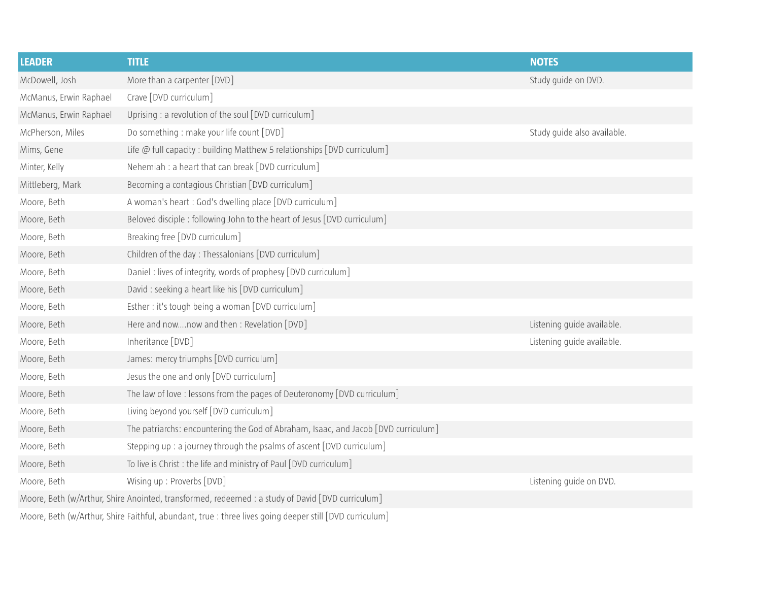| LEADER | TITLE | NOTES |
|---|---|---|
| McDowell, Josh | More than a carpenter [DVD] | Study guide on DVD. |
| McManus, Erwin Raphael | Crave [DVD curriculum] | |
| McManus, Erwin Raphael | Uprising : a revolution of the soul [DVD curriculum] | |
| McPherson, Miles | Do something : make your life count [DVD] | Study guide also available. |
| Mims, Gene | Life @ full capacity : building Matthew 5 relationships [DVD curriculum] | |
| Minter, Kelly | Nehemiah : a heart that can break [DVD curriculum] | |
| Mittleberg, Mark | Becoming a contagious Christian [DVD curriculum] | |
| Moore, Beth | A woman's heart : God's dwelling place [DVD curriculum] | |
| Moore, Beth | Beloved disciple : following John to the heart of Jesus [DVD curriculum] | |
| Moore, Beth | Breaking free [DVD curriculum] | |
| Moore, Beth | Children of the day : Thessalonians [DVD curriculum] | |
| Moore, Beth | Daniel : lives of integrity, words of prophesy [DVD curriculum] | |
| Moore, Beth | David : seeking a heart like his [DVD curriculum] | |
| Moore, Beth | Esther : it's tough being a woman [DVD curriculum] | |
| Moore, Beth | Here and now....now and then : Revelation [DVD] | Listening guide available. |
| Moore, Beth | Inheritance [DVD] | Listening guide available. |
| Moore, Beth | James: mercy triumphs [DVD curriculum] | |
| Moore, Beth | Jesus the one and only [DVD curriculum] | |
| Moore, Beth | The law of love : lessons from the pages of Deuteronomy [DVD curriculum] | |
| Moore, Beth | Living beyond yourself [DVD curriculum] | |
| Moore, Beth | The patriarchs: encountering the God of Abraham, Isaac, and Jacob [DVD curriculum] | |
| Moore, Beth | Stepping up : a journey through the psalms of ascent [DVD curriculum] | |
| Moore, Beth | To live is Christ : the life and ministry of Paul [DVD curriculum] | |
| Moore, Beth | Wising up : Proverbs [DVD] | Listening guide on DVD. |
| Moore, Beth (w/Arthur, Shire | Anointed, transformed, redeemed : a study of David [DVD curriculum] | |
| Moore, Beth (w/Arthur, Shire | Faithful, abundant, true : three lives going deeper still [DVD curriculum] | |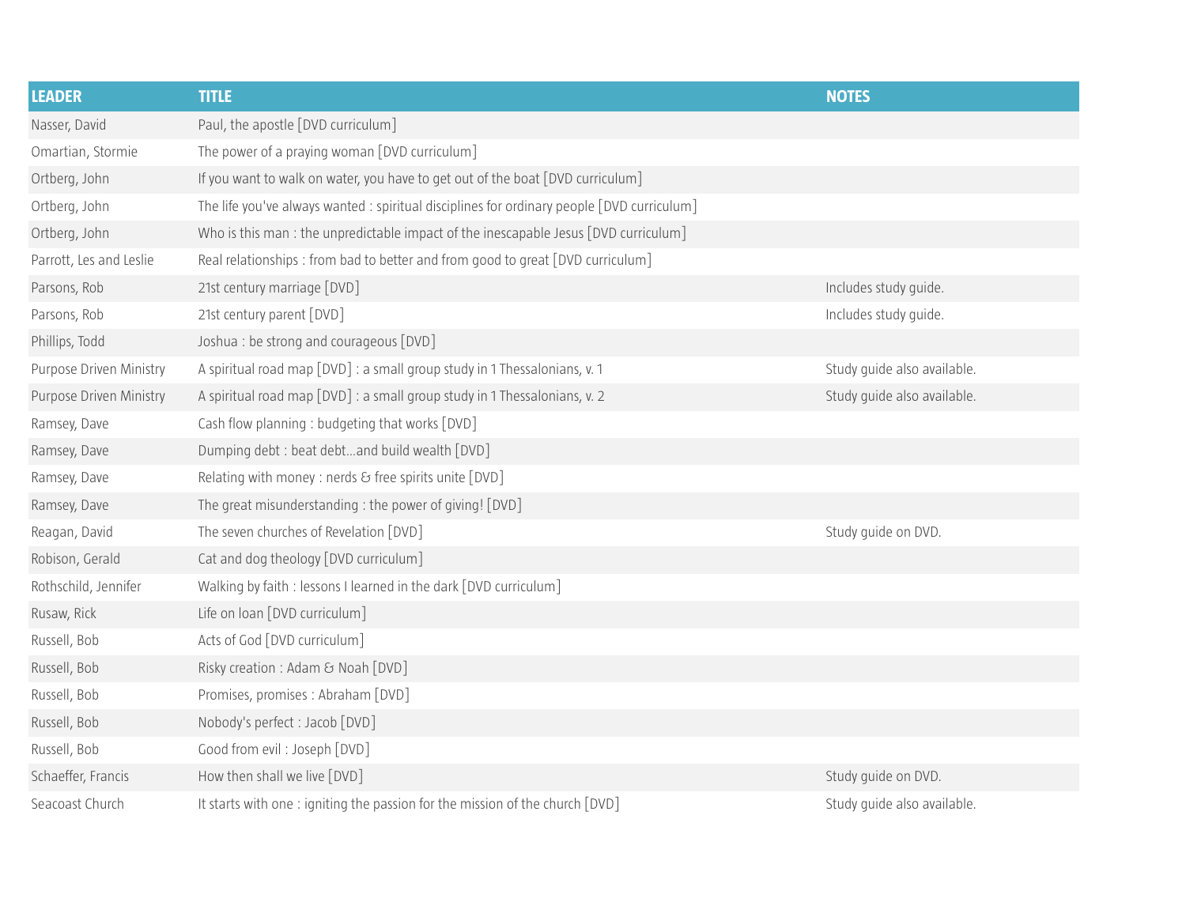| LEADER | TITLE | NOTES |
| --- | --- | --- |
| Nasser, David | Paul, the apostle [DVD curriculum] | |
| Omartian, Stormie | The power of a praying woman [DVD curriculum] | |
| Ortberg, John | If you want to walk on water, you have to get out of the boat [DVD curriculum] | |
| Ortberg, John | The life you've always wanted : spiritual disciplines for ordinary people [DVD curriculum] | |
| Ortberg, John | Who is this man : the unpredictable impact of the inescapable Jesus [DVD curriculum] | |
| Parrott, Les and Leslie | Real relationships : from bad to better and from good to great [DVD curriculum] | |
| Parsons, Rob | 21st century marriage [DVD] | Includes study guide. |
| Parsons, Rob | 21st century parent [DVD] | Includes study guide. |
| Phillips, Todd | Joshua : be strong and courageous [DVD] | |
| Purpose Driven Ministry | A spiritual road map [DVD] : a small group study in 1 Thessalonians, v. 1 | Study guide also available. |
| Purpose Driven Ministry | A spiritual road map [DVD] : a small group study in 1 Thessalonians, v. 2 | Study guide also available. |
| Ramsey, Dave | Cash flow planning : budgeting that works [DVD] | |
| Ramsey, Dave | Dumping debt : beat debt...and build wealth [DVD] | |
| Ramsey, Dave | Relating with money : nerds & free spirits unite [DVD] | |
| Ramsey, Dave | The great misunderstanding : the power of giving! [DVD] | |
| Reagan, David | The seven churches of Revelation [DVD] | Study guide on DVD. |
| Robison, Gerald | Cat and dog theology [DVD curriculum] | |
| Rothschild, Jennifer | Walking by faith : lessons I learned in the dark [DVD curriculum] | |
| Rusaw, Rick | Life on loan [DVD curriculum] | |
| Russell, Bob | Acts of God [DVD curriculum] | |
| Russell, Bob | Risky creation : Adam & Noah [DVD] | |
| Russell, Bob | Promises, promises : Abraham [DVD] | |
| Russell, Bob | Nobody's perfect : Jacob [DVD] | |
| Russell, Bob | Good from evil : Joseph [DVD] | |
| Schaeffer, Francis | How then shall we live [DVD] | Study guide on DVD. |
| Seacoast Church | It starts with one : igniting the passion for the mission of the church [DVD] | Study guide also available. |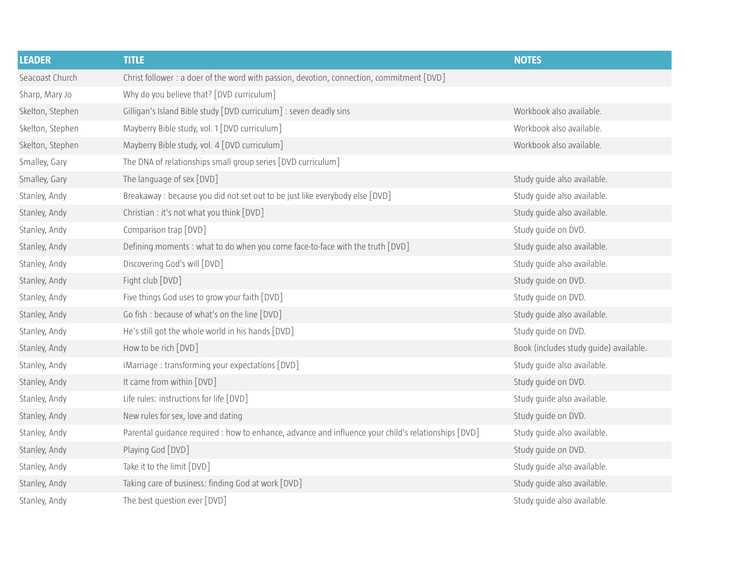| LEADER | TITLE | NOTES |
|---|---|---|
| Seacoast Church | Christ follower : a doer of the word with passion, devotion, connection, commitment [DVD] | |
| Sharp, Mary Jo | Why do you believe that? [DVD curriculum] | |
| Skelton, Stephen | Gilligan's Island Bible study [DVD curriculum] : seven deadly sins | Workbook also available. |
| Skelton, Stephen | Mayberry Bible study, vol. 1 [DVD curriculum] | Workbook also available. |
| Skelton, Stephen | Mayberry Bible study, vol. 4 [DVD curriculum] | Workbook also available. |
| Smalley, Gary | The DNA of relationships small group series [DVD curriculum] | |
| Smalley, Gary | The language of sex [DVD] | Study guide also available. |
| Stanley, Andy | Breakaway : because you did not set out to be just like everybody else [DVD] | Study guide also available. |
| Stanley, Andy | Christian : it's not what you think [DVD] | Study guide also available. |
| Stanley, Andy | Comparison trap [DVD] | Study guide on DVD. |
| Stanley, Andy | Defining moments : what to do when you come face-to-face with the truth [DVD] | Study guide also available. |
| Stanley, Andy | Discovering God's will [DVD] | Study guide also available. |
| Stanley, Andy | Fight club [DVD] | Study guide on DVD. |
| Stanley, Andy | Five things God uses to grow your faith [DVD] | Study guide on DVD. |
| Stanley, Andy | Go fish : because of what's on the line [DVD] | Study guide also available. |
| Stanley, Andy | He's still got the whole world in his hands [DVD] | Study guide on DVD. |
| Stanley, Andy | How to be rich [DVD] | Book (includes study guide) available. |
| Stanley, Andy | iMarriage : transforming your expectations [DVD] | Study guide also available. |
| Stanley, Andy | It came from within [DVD] | Study guide on DVD. |
| Stanley, Andy | Life rules: instructions for life [DVD] | Study guide also available. |
| Stanley, Andy | New rules for sex, love and dating | Study guide on DVD. |
| Stanley, Andy | Parental guidance required : how to enhance, advance and influence your child's relationships [DVD] | Study guide also available. |
| Stanley, Andy | Playing God [DVD] | Study guide on DVD. |
| Stanley, Andy | Take it to the limit [DVD] | Study guide also available. |
| Stanley, Andy | Taking care of business: finding God at work [DVD] | Study guide also available. |
| Stanley, Andy | The best question ever [DVD] | Study guide also available. |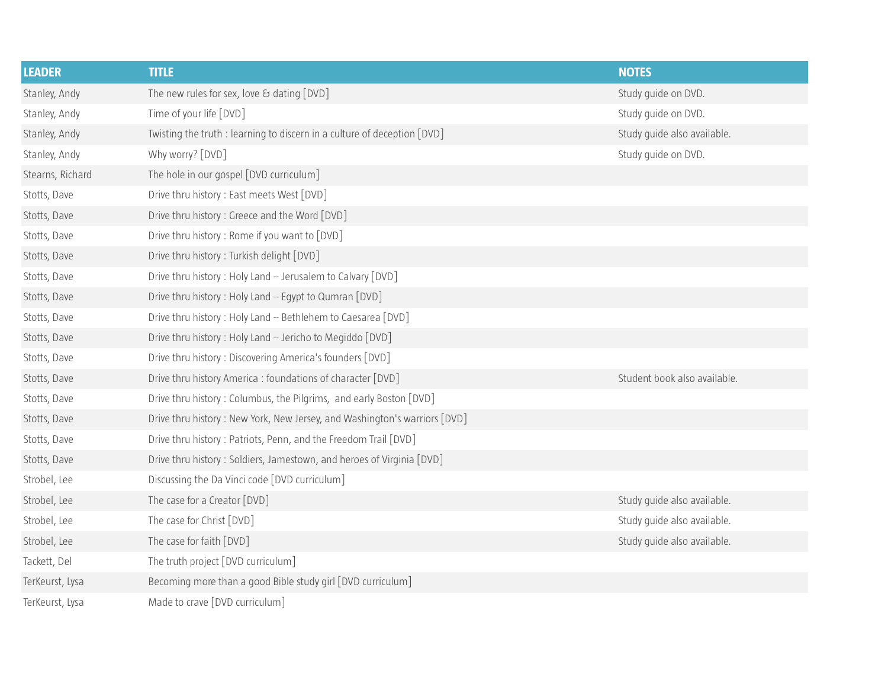| LEADER | TITLE | NOTES |
|---|---|---|
| Stanley, Andy | The new rules for sex, love & dating [DVD] | Study guide on DVD. |
| Stanley, Andy | Time of your life [DVD] | Study guide on DVD. |
| Stanley, Andy | Twisting the truth : learning to discern in a culture of deception [DVD] | Study guide also available. |
| Stanley, Andy | Why worry? [DVD] | Study guide on DVD. |
| Stearns, Richard | The hole in our gospel [DVD curriculum] | |
| Stotts, Dave | Drive thru history : East meets West [DVD] | |
| Stotts, Dave | Drive thru history : Greece and the Word [DVD] | |
| Stotts, Dave | Drive thru history : Rome if you want to [DVD] | |
| Stotts, Dave | Drive thru history : Turkish delight [DVD] | |
| Stotts, Dave | Drive thru history : Holy Land -- Jerusalem to Calvary [DVD] | |
| Stotts, Dave | Drive thru history : Holy Land -- Egypt to Qumran [DVD] | |
| Stotts, Dave | Drive thru history : Holy Land -- Bethlehem to Caesarea [DVD] | |
| Stotts, Dave | Drive thru history : Holy Land -- Jericho to Megiddo [DVD] | |
| Stotts, Dave | Drive thru history : Discovering America's founders [DVD] | |
| Stotts, Dave | Drive thru history America : foundations of character [DVD] | Student book also available. |
| Stotts, Dave | Drive thru history : Columbus, the Pilgrims, and early Boston [DVD] | |
| Stotts, Dave | Drive thru history : New York, New Jersey, and Washington's warriors [DVD] | |
| Stotts, Dave | Drive thru history : Patriots, Penn, and the Freedom Trail [DVD] | |
| Stotts, Dave | Drive thru history : Soldiers, Jamestown, and heroes of Virginia [DVD] | |
| Strobel, Lee | Discussing the Da Vinci code [DVD curriculum] | |
| Strobel, Lee | The case for a Creator [DVD] | Study guide also available. |
| Strobel, Lee | The case for Christ [DVD] | Study guide also available. |
| Strobel, Lee | The case for faith [DVD] | Study guide also available. |
| Tackett, Del | The truth project [DVD curriculum] | |
| TerKeurst, Lysa | Becoming more than a good Bible study girl [DVD curriculum] | |
| TerKeurst, Lysa | Made to crave [DVD curriculum] | |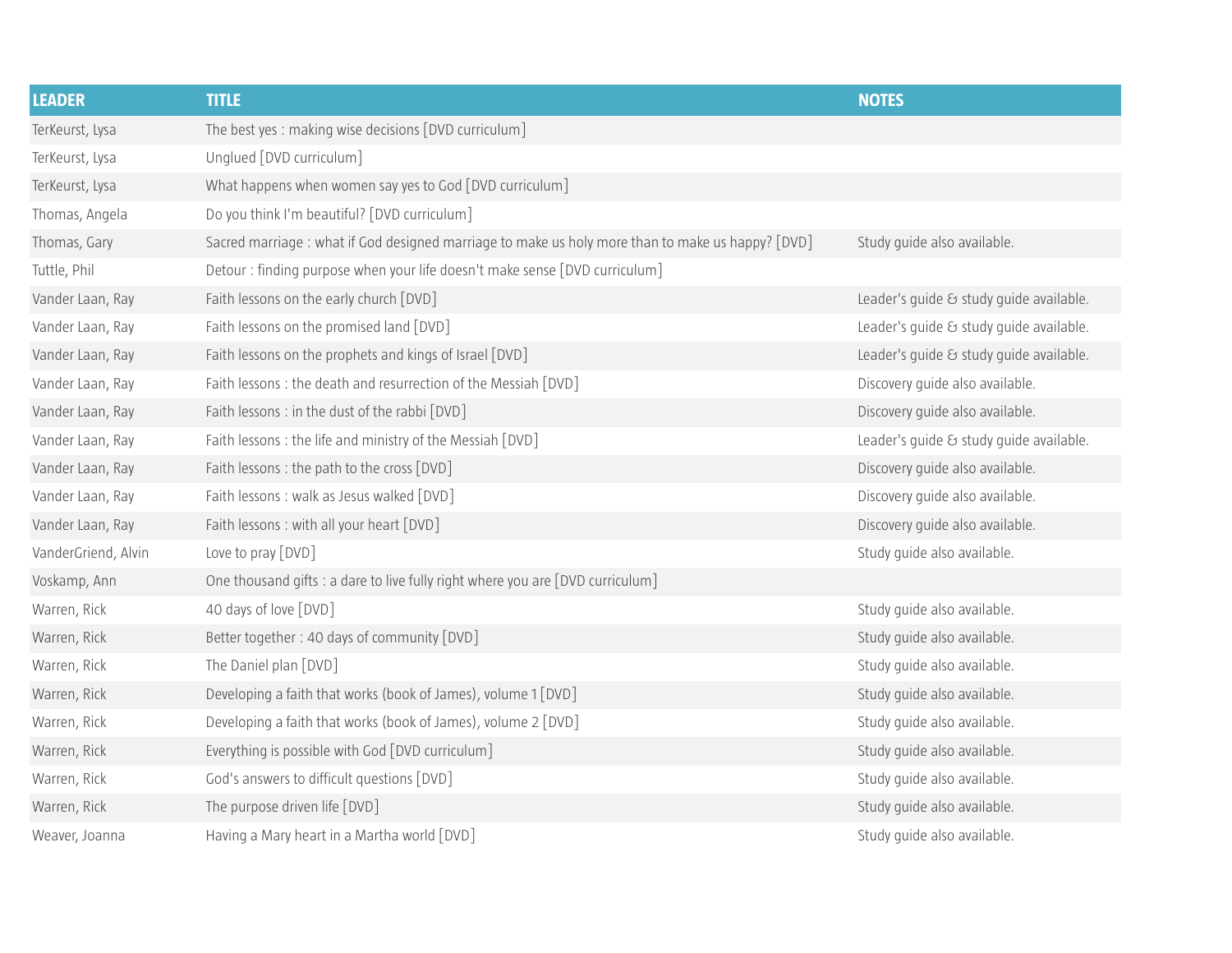| LEADER | TITLE | NOTES |
|---|---|---|
| TerKeurst, Lysa | The best yes : making wise decisions [DVD curriculum] | |
| TerKeurst, Lysa | Unglued [DVD curriculum] | |
| TerKeurst, Lysa | What happens when women say yes to God [DVD curriculum] | |
| Thomas, Angela | Do you think I'm beautiful? [DVD curriculum] | |
| Thomas, Gary | Sacred marriage : what if God designed marriage to make us holy more than to make us happy? [DVD] | Study guide also available. |
| Tuttle, Phil | Detour : finding purpose when your life doesn't make sense [DVD curriculum] | |
| Vander Laan, Ray | Faith lessons on the early church [DVD] | Leader's guide & study guide available. |
| Vander Laan, Ray | Faith lessons on the promised land [DVD] | Leader's guide & study guide available. |
| Vander Laan, Ray | Faith lessons on the prophets and kings of Israel [DVD] | Leader's guide & study guide available. |
| Vander Laan, Ray | Faith lessons : the death and resurrection of the Messiah [DVD] | Discovery guide also available. |
| Vander Laan, Ray | Faith lessons : in the dust of the rabbi [DVD] | Discovery guide also available. |
| Vander Laan, Ray | Faith lessons : the life and ministry of the Messiah [DVD] | Leader's guide & study guide available. |
| Vander Laan, Ray | Faith lessons : the path to the cross [DVD] | Discovery guide also available. |
| Vander Laan, Ray | Faith lessons : walk as Jesus walked [DVD] | Discovery guide also available. |
| Vander Laan, Ray | Faith lessons : with all your heart [DVD] | Discovery guide also available. |
| VanderGriend, Alvin | Love to pray [DVD] | Study guide also available. |
| Voskamp, Ann | One thousand gifts : a dare to live fully right where you are [DVD curriculum] | |
| Warren, Rick | 40 days of love [DVD] | Study guide also available. |
| Warren, Rick | Better together : 40 days of community [DVD] | Study guide also available. |
| Warren, Rick | The Daniel plan [DVD] | Study guide also available. |
| Warren, Rick | Developing a faith that works (book of James), volume 1 [DVD] | Study guide also available. |
| Warren, Rick | Developing a faith that works (book of James), volume 2 [DVD] | Study guide also available. |
| Warren, Rick | Everything is possible with God [DVD curriculum] | Study guide also available. |
| Warren, Rick | God's answers to difficult questions [DVD] | Study guide also available. |
| Warren, Rick | The purpose driven life [DVD] | Study guide also available. |
| Weaver, Joanna | Having a Mary heart in a Martha world [DVD] | Study guide also available. |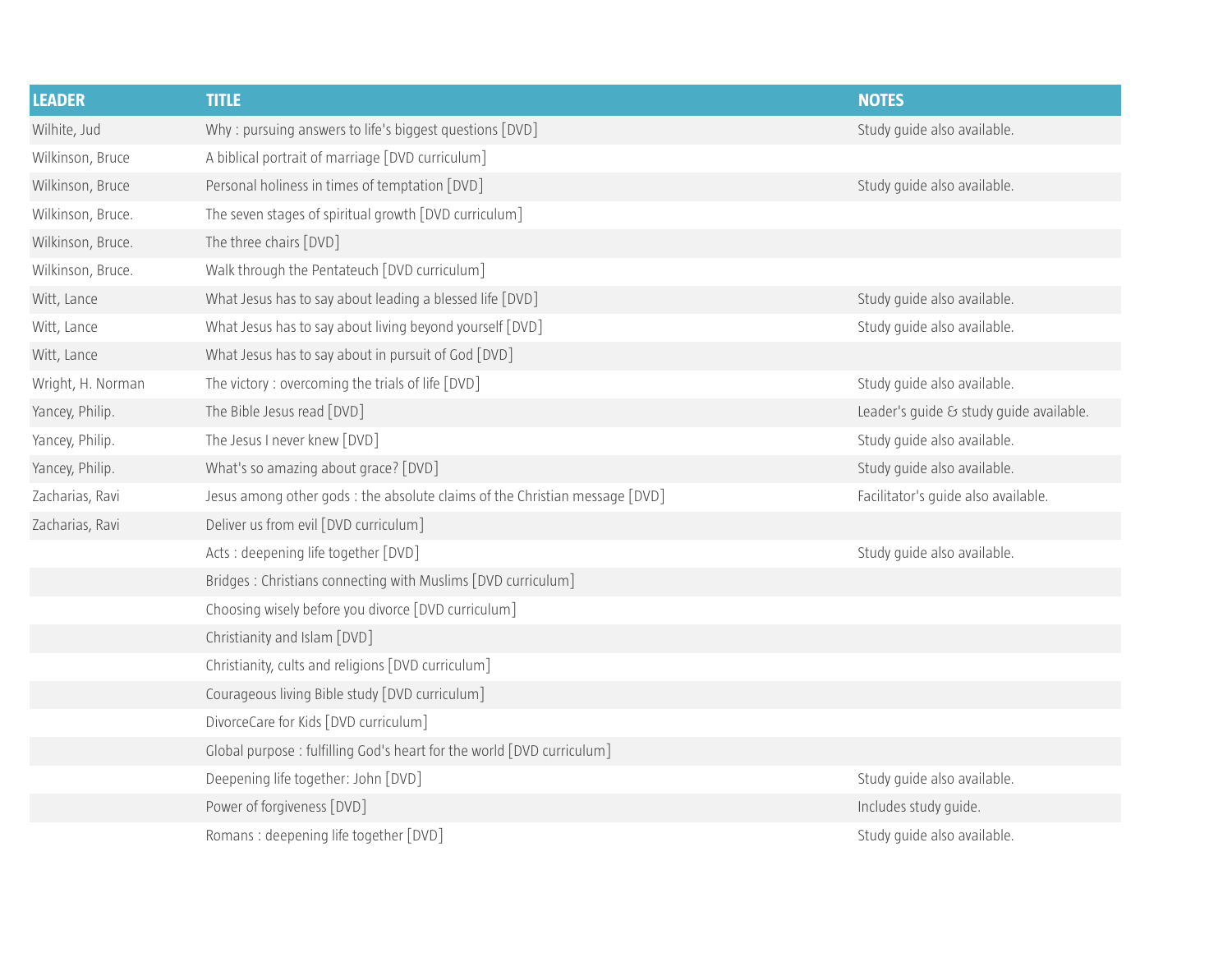| LEADER | TITLE | NOTES |
|---|---|---|
| Wilhite, Jud | Why : pursuing answers to life's biggest questions [DVD] | Study guide also available. |
| Wilkinson, Bruce | A biblical portrait of marriage [DVD curriculum] | |
| Wilkinson, Bruce | Personal holiness in times of temptation [DVD] | Study guide also available. |
| Wilkinson, Bruce. | The seven stages of spiritual growth [DVD curriculum] | |
| Wilkinson, Bruce. | The three chairs [DVD] | |
| Wilkinson, Bruce. | Walk through the Pentateuch [DVD curriculum] | |
| Witt, Lance | What Jesus has to say about leading a blessed life [DVD] | Study guide also available. |
| Witt, Lance | What Jesus has to say about living beyond yourself [DVD] | Study guide also available. |
| Witt, Lance | What Jesus has to say about in pursuit of God [DVD] | |
| Wright, H. Norman | The victory : overcoming the trials of life [DVD] | Study guide also available. |
| Yancey, Philip. | The Bible Jesus read [DVD] | Leader's guide & study guide available. |
| Yancey, Philip. | The Jesus I never knew [DVD] | Study guide also available. |
| Yancey, Philip. | What's so amazing about grace? [DVD] | Study guide also available. |
| Zacharias, Ravi | Jesus among other gods : the absolute claims of the Christian message [DVD] | Facilitator's guide also available. |
| Zacharias, Ravi | Deliver us from evil [DVD curriculum] | |
| | Acts : deepening life together [DVD] | Study guide also available. |
| | Bridges : Christians connecting with Muslims [DVD curriculum] | |
| | Choosing wisely before you divorce [DVD curriculum] | |
| | Christianity and Islam [DVD] | |
| | Christianity, cults and religions [DVD curriculum] | |
| | Courageous living Bible study [DVD curriculum] | |
| | DivorceCare for Kids [DVD curriculum] | |
| | Global purpose : fulfilling God's heart for the world [DVD curriculum] | |
| | Deepening life together: John [DVD] | Study guide also available. |
| | Power of forgiveness [DVD] | Includes study guide. |
| | Romans : deepening life together [DVD] | Study guide also available. |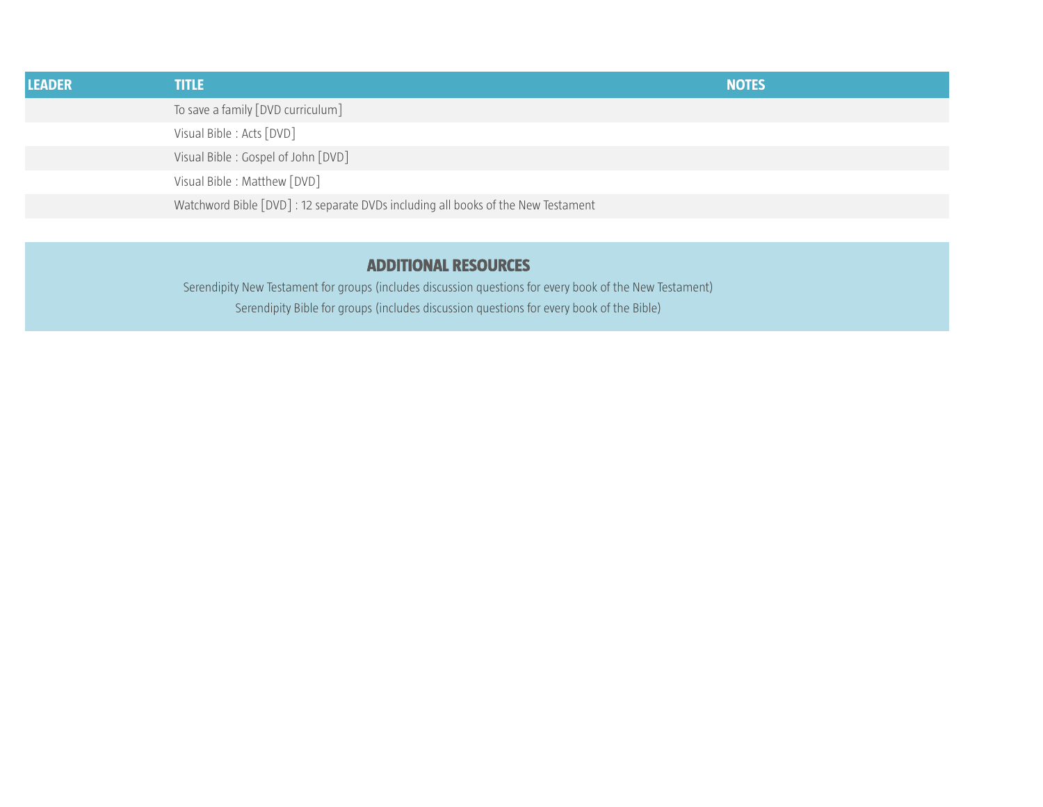| LEADER | TITLE | NOTES |
|---|---|---|
| | To save a family [DVD curriculum] | |
| | Visual Bible : Acts [DVD] | |
| | Visual Bible : Gospel of John [DVD] | |
| | Visual Bible : Matthew [DVD] | |
| | Watchword Bible [DVD] : 12 separate DVDs including all books of the New Testament | |

## ADDITIONAL RESOURCES

Serendipity New Testament for groups (includes discussion questions for every book of the New Testament)

Serendipity Bible for groups (includes discussion questions for every book of the Bible)